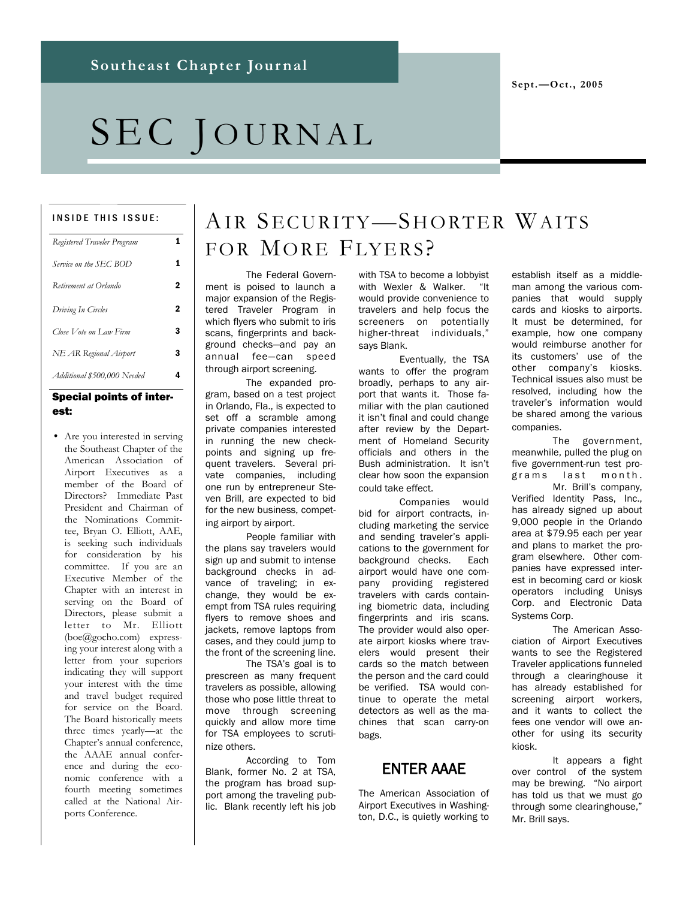Southeast Chapter Journal

Sept.—Oct., 2005

# SEC JOURNAL

**INSIDE THIS ISSUE:**

| | |
|---|---|
| *Registered Traveler Program* | 1 |
| *Service on the SEC BOD* | 1 |
| *Retirement at Orlando* | 2 |
| *Driving In Circles* | 2 |
| *Close Vote on Law Firm* | 3 |
| *NE AR Regional Airport* | 3 |
| *Additional $500,000 Needed* | 4 |

**Special points of interest:**

- Are you interested in serving the Southeast Chapter of the American Association of Airport Executives as a member of the Board of Directors? Immediate Past President and Chairman of the Nominations Committee, Bryan O. Elliott, AAE, is seeking such individuals for consideration by his committee. If you are an Executive Member of the Chapter with an interest in serving on the Board of Directors, please submit a letter to Mr. Elliott (boe@gocho.com) expressing your interest along with a letter from your superiors indicating they will support your interest with the time and travel budget required for service on the Board. The Board historically meets three times yearly—at the Chapter's annual conference, the AAAE annual conference and during the economic conference with a fourth meeting sometimes called at the National Airports Conference.

## AIR SECURITY—SHORTER WAITS FOR MORE FLYERS?

The Federal Government is poised to launch a major expansion of the Registered Traveler Program in which flyers who submit to iris scans, fingerprints and background checks—and pay an annual fee—can speed through airport screening.

The expanded program, based on a test project in Orlando, Fla., is expected to set off a scramble among private companies interested in running the new checkpoints and signing up frequent travelers. Several private companies, including one run by entrepreneur Steven Brill, are expected to bid for the new business, competing airport by airport.

People familiar with the plans say travelers would sign up and submit to intense background checks in advance of traveling; in exchange, they would be exempt from TSA rules requiring flyers to remove shoes and jackets, remove laptops from cases, and they could jump to the front of the screening line.

The TSA's goal is to prescreen as many frequent travelers as possible, allowing those who pose little threat to move through screening quickly and allow more time for TSA employees to scrutinize others.

According to Tom Blank, former No. 2 at TSA, the program has broad support among the traveling public. Blank recently left his job with TSA to become a lobbyist with Wexler & Walker. "It would provide convenience to travelers and help focus the screeners on potentially higher-threat individuals," says Blank.

Eventually, the TSA wants to offer the program broadly, perhaps to any airport that wants it. Those familiar with the plan cautioned it isn't final and could change after review by the Department of Homeland Security officials and others in the Bush administration. It isn't clear how soon the expansion could take effect.

Companies would bid for airport contracts, including marketing the service and sending traveler's applications to the government for background checks. Each airport would have one company providing registered travelers with cards containing biometric data, including fingerprints and iris scans. The provider would also operate airport kiosks where travelers would present their cards so the match between the person and the card could be verified. TSA would continue to operate the metal detectors as well as the machines that scan carry-on bags.

### ENTER AAAE

The American Association of Airport Executives in Washington, D.C., is quietly working to establish itself as a middleman among the various companies that would supply cards and kiosks to airports. It must be determined, for example, how one company would reimburse another for its customers' use of the other company's kiosks. Technical issues also must be resolved, including how the traveler's information would be shared among the various companies.

The government, meanwhile, pulled the plug on five government-run test programs last month.

Mr. Brill's company, Verified Identity Pass, Inc., has already signed up about 9,000 people in the Orlando area at $79.95 each per year and plans to market the program elsewhere. Other companies have expressed interest in becoming card or kiosk operators including Unisys Corp. and Electronic Data Systems Corp.

The American Association of Airport Executives wants to see the Registered Traveler applications funneled through a clearinghouse it has already established for screening airport workers, and it wants to collect the fees one vendor will owe another for using its security kiosk.

It appears a fight over control of the system may be brewing. "No airport has told us that we must go through some clearinghouse," Mr. Brill says.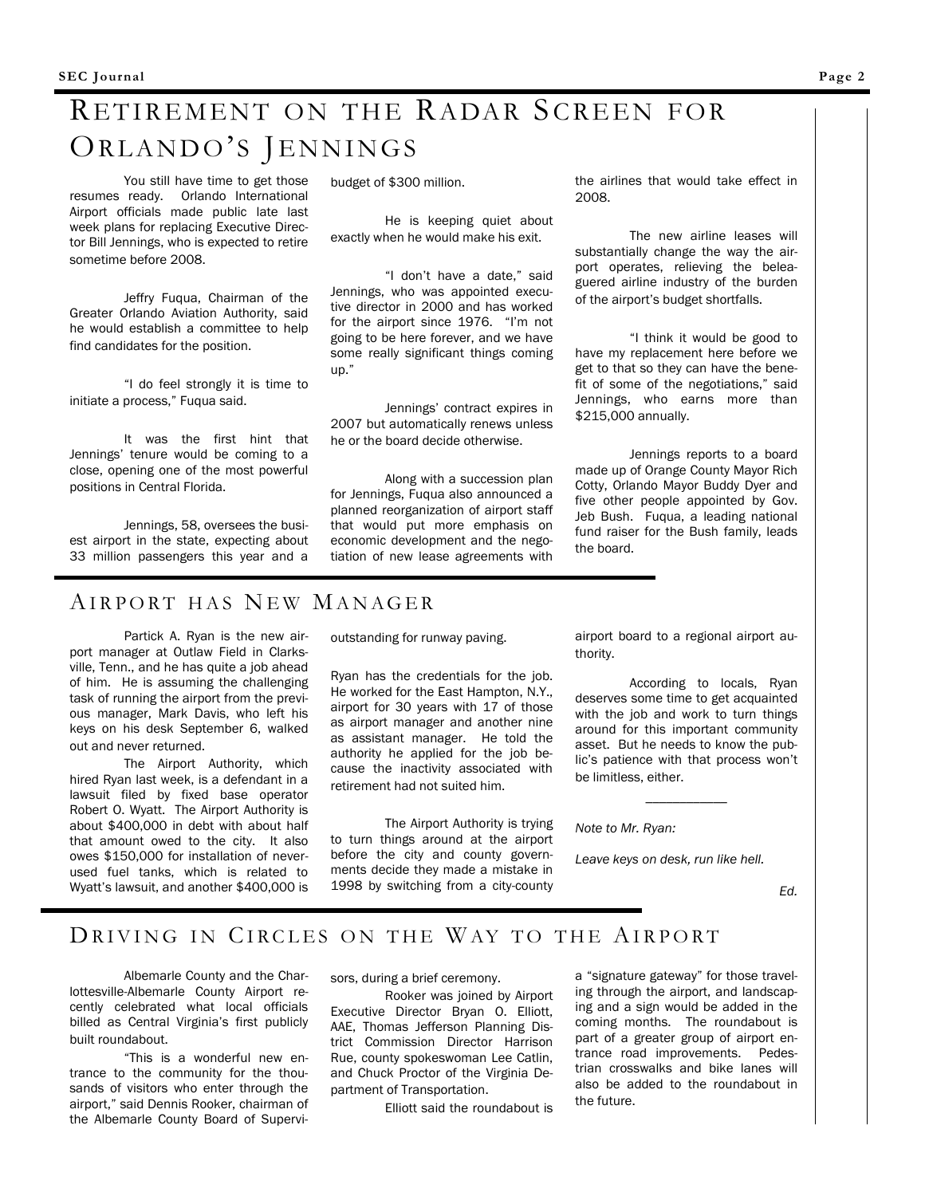# Retirement on the Radar Screen for Orlando's Jennings

You still have time to get those resumes ready. Orlando International Airport officials made public late last week plans for replacing Executive Director Bill Jennings, who is expected to retire sometime before 2008.

Jeffry Fuqua, Chairman of the Greater Orlando Aviation Authority, said he would establish a committee to help find candidates for the position.

"I do feel strongly it is time to initiate a process," Fuqua said.

It was the first hint that Jennings' tenure would be coming to a close, opening one of the most powerful positions in Central Florida.

Jennings, 58, oversees the busiest airport in the state, expecting about 33 million passengers this year and a budget of $300 million.

He is keeping quiet about exactly when he would make his exit.

"I don't have a date," said Jennings, who was appointed executive director in 2000 and has worked for the airport since 1976. "I'm not going to be here forever, and we have some really significant things coming up."

Jennings' contract expires in 2007 but automatically renews unless he or the board decide otherwise.

Along with a succession plan for Jennings, Fuqua also announced a planned reorganization of airport staff that would put more emphasis on economic development and the negotiation of new lease agreements with the airlines that would take effect in 2008.

The new airline leases will substantially change the way the airport operates, relieving the beleaguered airline industry of the burden of the airport's budget shortfalls.

"I think it would be good to have my replacement here before we get to that so they can have the benefit of some of the negotiations," said Jennings, who earns more than $215,000 annually.

Jennings reports to a board made up of Orange County Mayor Rich Cotty, Orlando Mayor Buddy Dyer and five other people appointed by Gov. Jeb Bush. Fuqua, a leading national fund raiser for the Bush family, leads the board.

# Airport has New Manager

Partick A. Ryan is the new airport manager at Outlaw Field in Clarksville, Tenn., and he has quite a job ahead of him. He is assuming the challenging task of running the airport from the previous manager, Mark Davis, who left his keys on his desk September 6, walked out and never returned.

The Airport Authority, which hired Ryan last week, is a defendant in a lawsuit filed by fixed base operator Robert O. Wyatt. The Airport Authority is about $400,000 in debt with about half that amount owed to the city. It also owes $150,000 for installation of never-used fuel tanks, which is related to Wyatt's lawsuit, and another $400,000 is outstanding for runway paving.

Ryan has the credentials for the job. He worked for the East Hampton, N.Y., airport for 30 years with 17 of those as airport manager and another nine as assistant manager. He told the authority he applied for the job because the inactivity associated with retirement had not suited him.

The Airport Authority is trying to turn things around at the airport before the city and county governments decide they made a mistake in 1998 by switching from a city-county airport board to a regional airport authority.

According to locals, Ryan deserves some time to get acquainted with the job and work to turn things around for this important community asset. But he needs to know the public's patience with that process won't be limitless, either.

———

*Note to Mr. Ryan:*

*Leave keys on desk, run like hell.*

*Ed.*

# Driving in Circles on the Way to the Airport

Albemarle County and the Charlottesville-Albemarle County Airport recently celebrated what local officials billed as Central Virginia's first publicly built roundabout.

"This is a wonderful new entrance to the community for the thousands of visitors who enter through the airport," said Dennis Rooker, chairman of the Albemarle County Board of Supervisors, during a brief ceremony.

Rooker was joined by Airport Executive Director Bryan O. Elliott, AAE, Thomas Jefferson Planning District Commission Director Harrison Rue, county spokeswoman Lee Catlin, and Chuck Proctor of the Virginia Department of Transportation.

Elliott said the roundabout is a "signature gateway" for those traveling through the airport, and landscaping and a sign would be added in the coming months. The roundabout is part of a greater group of airport entrance road improvements. Pedestrian crosswalks and bike lanes will also be added to the roundabout in the future.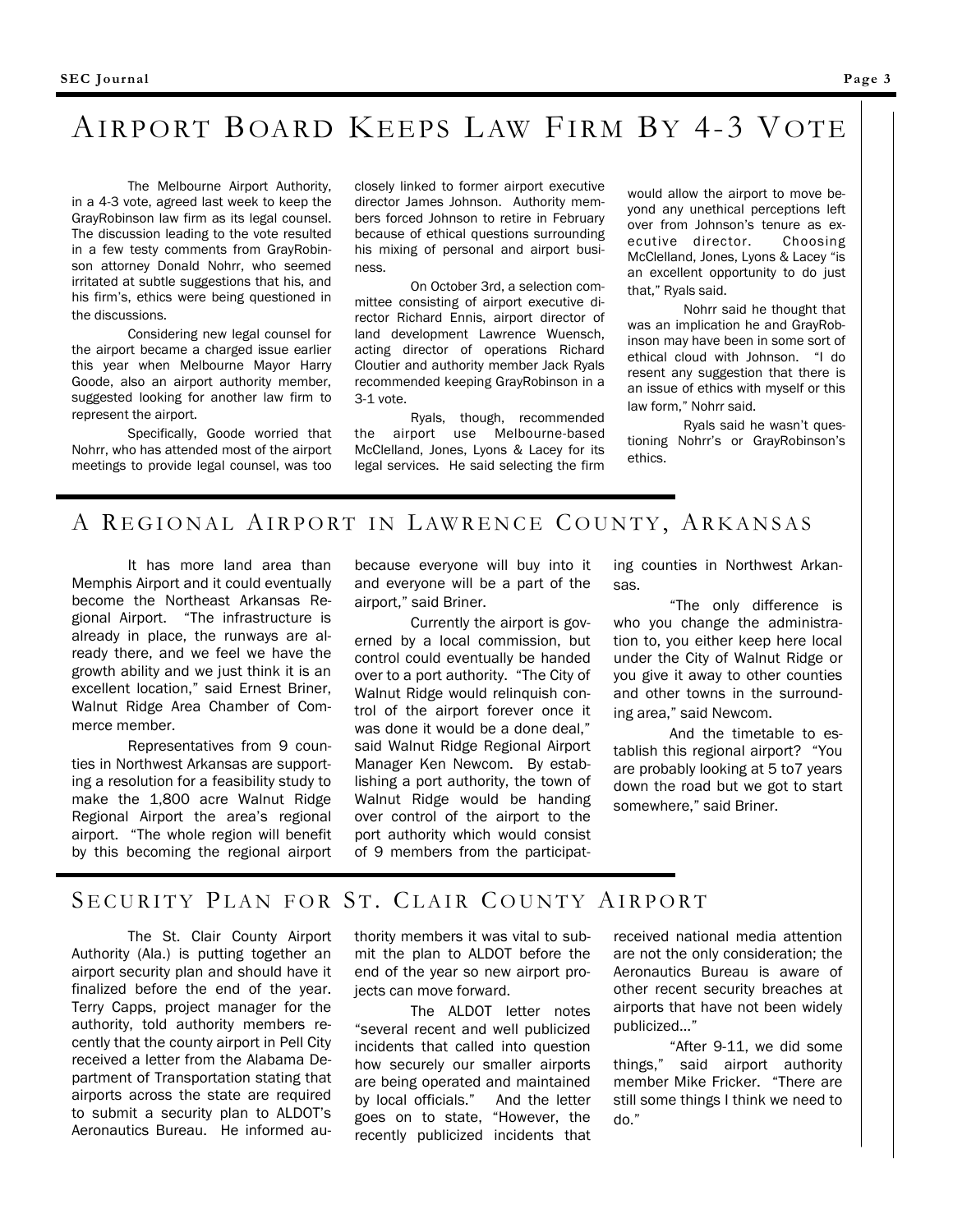# Airport Board Keeps Law Firm By 4-3 Vote

The Melbourne Airport Authority, in a 4-3 vote, agreed last week to keep the GrayRobinson law firm as its legal counsel. The discussion leading to the vote resulted in a few testy comments from GrayRobinson attorney Donald Nohrr, who seemed irritated at subtle suggestions that his, and his firm's, ethics were being questioned in the discussions.

Considering new legal counsel for the airport became a charged issue earlier this year when Melbourne Mayor Harry Goode, also an airport authority member, suggested looking for another law firm to represent the airport.

Specifically, Goode worried that Nohrr, who has attended most of the airport meetings to provide legal counsel, was too closely linked to former airport executive director James Johnson. Authority members forced Johnson to retire in February because of ethical questions surrounding his mixing of personal and airport business.

On October 3rd, a selection committee consisting of airport executive director Richard Ennis, airport director of land development Lawrence Wuensch, acting director of operations Richard Cloutier and authority member Jack Ryals recommended keeping GrayRobinson in a 3-1 vote.

Ryals, though, recommended the airport use Melbourne-based McClelland, Jones, Lyons & Lacey for its legal services. He said selecting the firm would allow the airport to move beyond any unethical perceptions left over from Johnson's tenure as executive director. Choosing McClelland, Jones, Lyons & Lacey "is an excellent opportunity to do just that," Ryals said.

Nohrr said he thought that was an implication he and GrayRobinson may have been in some sort of ethical cloud with Johnson. "I do resent any suggestion that there is an issue of ethics with myself or this law form," Nohrr said.

Ryals said he wasn't questioning Nohrr's or GrayRobinson's ethics.

# A Regional Airport in Lawrence County, Arkansas

It has more land area than Memphis Airport and it could eventually become the Northeast Arkansas Regional Airport. "The infrastructure is already in place, the runways are already there, and we feel we have the growth ability and we just think it is an excellent location," said Ernest Briner, Walnut Ridge Area Chamber of Commerce member.

Representatives from 9 counties in Northwest Arkansas are supporting a resolution for a feasibility study to make the 1,800 acre Walnut Ridge Regional Airport the area's regional airport. "The whole region will benefit by this becoming the regional airport because everyone will buy into it and everyone will be a part of the airport," said Briner.

Currently the airport is governed by a local commission, but control could eventually be handed over to a port authority. "The City of Walnut Ridge would relinquish control of the airport forever once it was done it would be a done deal," said Walnut Ridge Regional Airport Manager Ken Newcom. By establishing a port authority, the town of Walnut Ridge would be handing over control of the airport to the port authority which would consist of 9 members from the participating counties in Northwest Arkansas.

"The only difference is who you change the administration to, you either keep here local under the City of Walnut Ridge or you give it away to other counties and other towns in the surrounding area," said Newcom.

And the timetable to establish this regional airport? "You are probably looking at 5 to7 years down the road but we got to start somewhere," said Briner.

# Security Plan for St. Clair County Airport

The St. Clair County Airport Authority (Ala.) is putting together an airport security plan and should have it finalized before the end of the year. Terry Capps, project manager for the authority, told authority members recently that the county airport in Pell City received a letter from the Alabama Department of Transportation stating that airports across the state are required to submit a security plan to ALDOT's Aeronautics Bureau. He informed authority members it was vital to submit the plan to ALDOT before the end of the year so new airport projects can move forward.

The ALDOT letter notes "several recent and well publicized incidents that called into question how securely our smaller airports are being operated and maintained by local officials." And the letter goes on to state, "However, the recently publicized incidents that received national media attention are not the only consideration; the Aeronautics Bureau is aware of other recent security breaches at airports that have not been widely publicized…"

"After 9-11, we did some things," said airport authority member Mike Fricker. "There are still some things I think we need to do."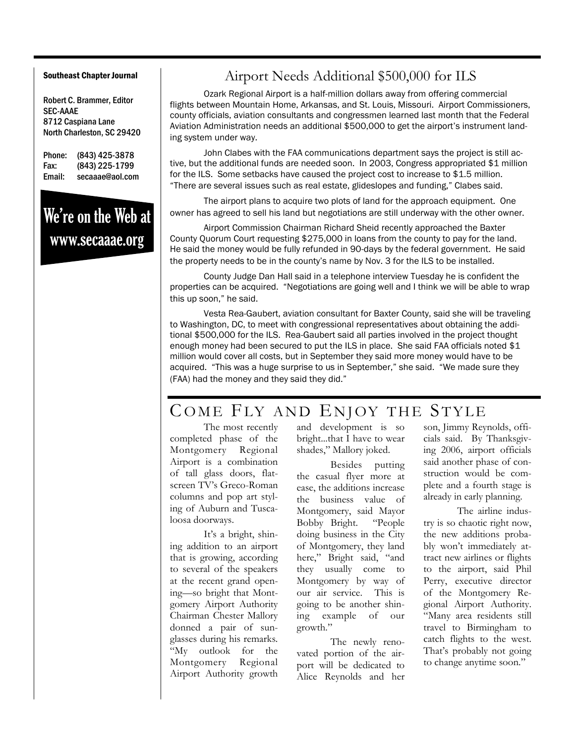**Southeast Chapter Journal**

Robert C. Brammer, Editor
SEC-AAAE
8712 Caspiana Lane
North Charleston, SC 29420

Phone: (843) 425-3878
Fax: (843) 225-1799
Email: secaaae@aol.com

**We're on the Web at www.secaaae.org**

## Airport Needs Additional $500,000 for ILS

Ozark Regional Airport is a half-million dollars away from offering commercial flights between Mountain Home, Arkansas, and St. Louis, Missouri. Airport Commissioners, county officials, aviation consultants and congressmen learned last month that the Federal Aviation Administration needs an additional $500,000 to get the airport's instrument landing system under way.

John Clabes with the FAA communications department says the project is still active, but the additional funds are needed soon. In 2003, Congress appropriated $1 million for the ILS. Some setbacks have caused the project cost to increase to $1.5 million. "There are several issues such as real estate, glideslopes and funding," Clabes said.

The airport plans to acquire two plots of land for the approach equipment. One owner has agreed to sell his land but negotiations are still underway with the other owner.

Airport Commission Chairman Richard Sheid recently approached the Baxter County Quorum Court requesting $275,000 in loans from the county to pay for the land. He said the money would be fully refunded in 90-days by the federal government. He said the property needs to be in the county's name by Nov. 3 for the ILS to be installed.

County Judge Dan Hall said in a telephone interview Tuesday he is confident the properties can be acquired. "Negotiations are going well and I think we will be able to wrap this up soon," he said.

Vesta Rea-Gaubert, aviation consultant for Baxter County, said she will be traveling to Washington, DC, to meet with congressional representatives about obtaining the additional $500,000 for the ILS. Rea-Gaubert said all parties involved in the project thought enough money had been secured to put the ILS in place. She said FAA officials noted $1 million would cover all costs, but in September they said more money would have to be acquired. "This was a huge surprise to us in September," she said. "We made sure they (FAA) had the money and they said they did."

## Come Fly and Enjoy the Style

The most recently completed phase of the Montgomery Regional Airport is a combination of tall glass doors, flat-screen TV's Greco-Roman columns and pop art styling of Auburn and Tuscaloosa doorways.

It's a bright, shining addition to an airport that is growing, according to several of the speakers at the recent grand opening—so bright that Montgomery Airport Authority Chairman Chester Mallory donned a pair of sunglasses during his remarks. "My outlook for the Montgomery Regional Airport Authority growth and development is so bright...that I have to wear shades," Mallory joked.

Besides putting the casual flyer more at ease, the additions increase the business value of Montgomery, said Mayor Bobby Bright. "People doing business in the City of Montgomery, they land here," Bright said, "and they usually come to Montgomery by way of our air service. This is going to be another shining example of our growth."

The newly renovated portion of the airport will be dedicated to Alice Reynolds and her son, Jimmy Reynolds, officials said. By Thanksgiving 2006, airport officials said another phase of construction would be complete and a fourth stage is already in early planning.

The airline industry is so chaotic right now, the new additions probably won't immediately attract new airlines or flights to the airport, said Phil Perry, executive director of the Montgomery Regional Airport Authority. "Many area residents still travel to Birmingham to catch flights to the west. That's probably not going to change anytime soon."